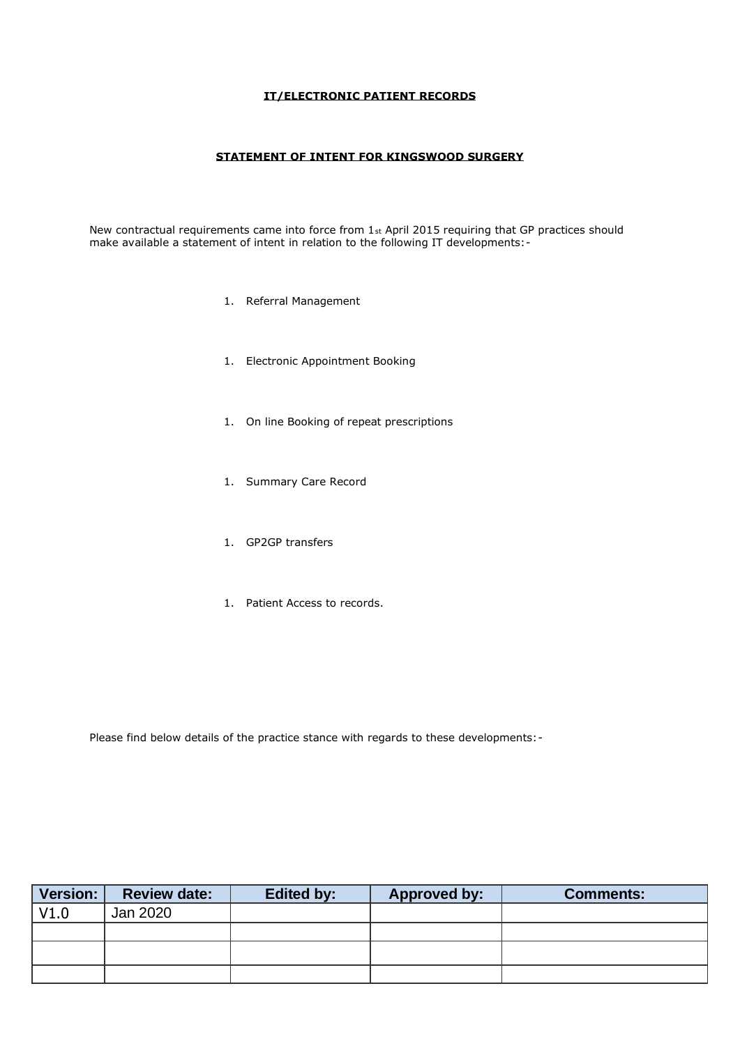**IT/ELECTRONIC PATIENT RECORDS**

**STATEMENT OF INTENT FOR KINGSWOOD SURGERY**

New contractual requirements came into force from 1st April 2015 requiring that GP practices should make available a statement of intent in relation to the following IT developments:-

1. Referral Management

1. Electronic Appointment Booking

1. On line Booking of repeat prescriptions

1. Summary Care Record

1. GP2GP transfers

1. Patient Access to records.

Please find below details of the practice stance with regards to these developments:-

| Version: | Review date: | Edited by: | Approved by: | Comments: |
|---|---|---|---|---|
| V1.0 | Jan 2020 | | | |
| | | | | |
| | | | | |
| | | | | |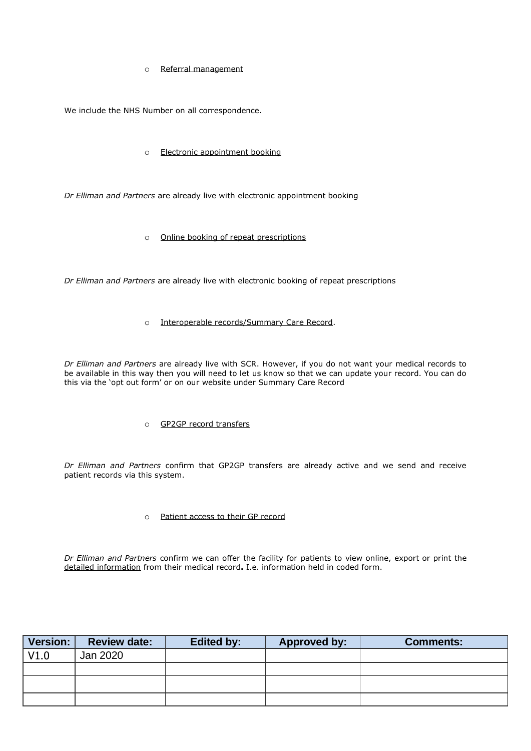- <u>Referral management</u>

We include the NHS Number on all correspondence.

- <u>Electronic appointment booking</u>

*Dr Elliman and Partners* are already live with electronic appointment booking

- <u>Online booking of repeat prescriptions</u>

*Dr Elliman and Partners* are already live with electronic booking of repeat prescriptions

- <u>Interoperable records/Summary Care Record</u>.

*Dr Elliman and Partners* are already live with SCR. However, if you do not want your medical records to be available in this way then you will need to let us know so that we can update your record. You can do this via the 'opt out form' or on our website under Summary Care Record

- <u>GP2GP record transfers</u>

*Dr Elliman and Partners* confirm that GP2GP transfers are already active and we send and receive patient records via this system.

- <u>Patient access to their GP record</u>

*Dr Elliman and Partners* confirm we can offer the facility for patients to view online, export or print the <u>detailed information</u> from their medical record**.** I.e. information held in coded form.

| Version: | Review date: | Edited by: | Approved by: | Comments: |
|---|---|---|---|---|
| V1.0 | Jan 2020 | | | |
| | | | | |
| | | | | |
| | | | | |